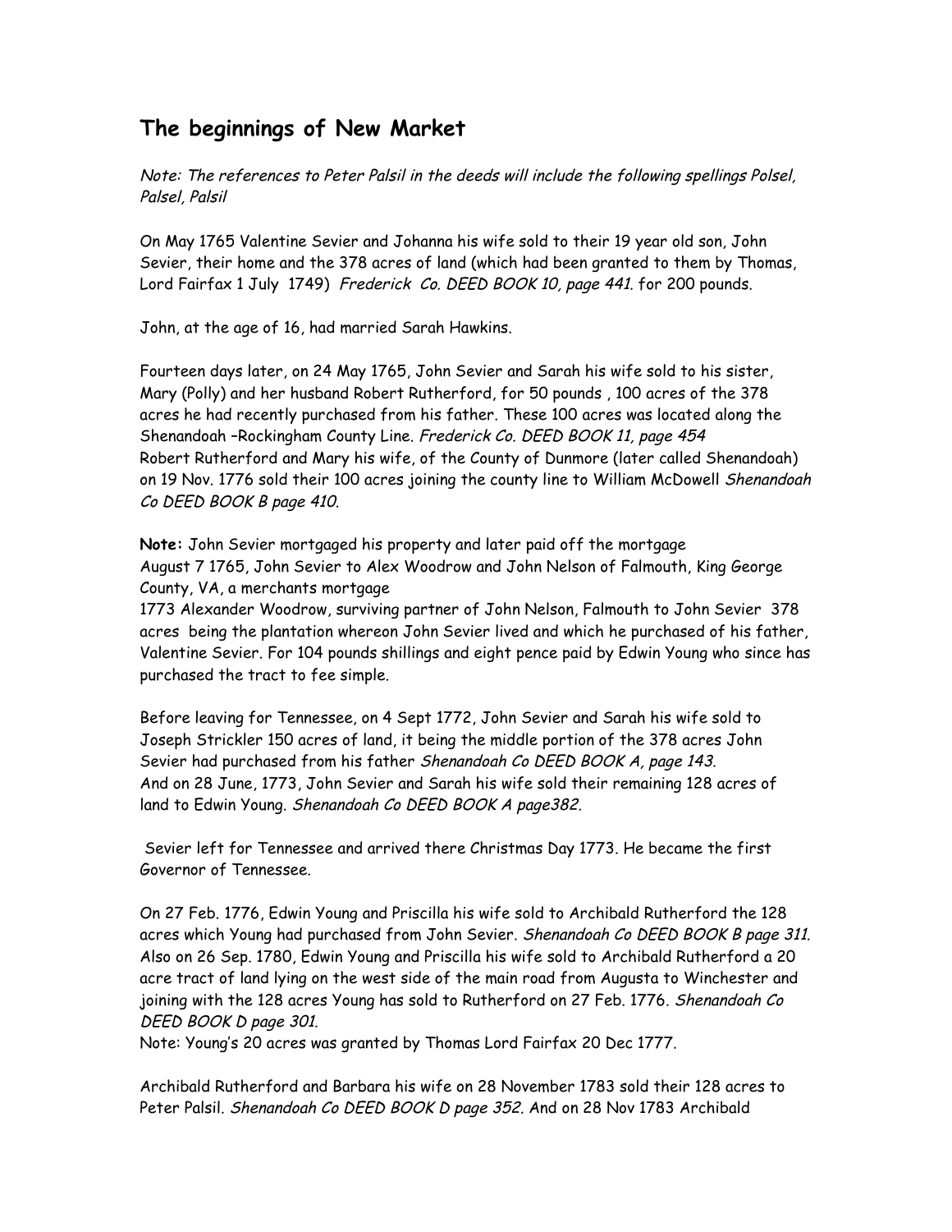## The beginnings of New Market

*Note: The references to Peter Palsil in the deeds will include the following spellings Polsel, Palsel, Palsil*

On May 1765 Valentine Sevier and Johanna his wife sold to their 19 year old son, John Sevier, their home and the 378 acres of land (which had been granted to them by Thomas, Lord Fairfax 1 July 1749) *Frederick Co. DEED BOOK 10, page 441.* for 200 pounds.

John, at the age of 16, had married Sarah Hawkins.

Fourteen days later, on 24 May 1765, John Sevier and Sarah his wife sold to his sister, Mary (Polly) and her husband Robert Rutherford, for 50 pounds , 100 acres of the 378 acres he had recently purchased from his father. These 100 acres was located along the Shenandoah –Rockingham County Line. *Frederick Co. DEED BOOK 11, page 454*
Robert Rutherford and Mary his wife, of the County of Dunmore (later called Shenandoah) on 19 Nov. 1776 sold their 100 acres joining the county line to William McDowell *Shenandoah Co DEED BOOK B page 410.*

**Note:** John Sevier mortgaged his property and later paid off the mortgage
August 7 1765, John Sevier to Alex Woodrow and John Nelson of Falmouth, King George County, VA, a merchants mortgage
1773 Alexander Woodrow, surviving partner of John Nelson, Falmouth to John Sevier 378 acres being the plantation whereon John Sevier lived and which he purchased of his father, Valentine Sevier. For 104 pounds shillings and eight pence paid by Edwin Young who since has purchased the tract to fee simple.

Before leaving for Tennessee, on 4 Sept 1772, John Sevier and Sarah his wife sold to Joseph Strickler 150 acres of land, it being the middle portion of the 378 acres John Sevier had purchased from his father *Shenandoah Co DEED BOOK A, page 143.*
And on 28 June, 1773, John Sevier and Sarah his wife sold their remaining 128 acres of land to Edwin Young. *Shenandoah Co DEED BOOK A page382.*

Sevier left for Tennessee and arrived there Christmas Day 1773. He became the first Governor of Tennessee.

On 27 Feb. 1776, Edwin Young and Priscilla his wife sold to Archibald Rutherford the 128 acres which Young had purchased from John Sevier. *Shenandoah Co DEED BOOK B page 311.*
Also on 26 Sep. 1780, Edwin Young and Priscilla his wife sold to Archibald Rutherford a 20 acre tract of land lying on the west side of the main road from Augusta to Winchester and joining with the 128 acres Young has sold to Rutherford on 27 Feb. 1776. *Shenandoah Co DEED BOOK D page 301.*
Note: Young's 20 acres was granted by Thomas Lord Fairfax 20 Dec 1777.

Archibald Rutherford and Barbara his wife on 28 November 1783 sold their 128 acres to Peter Palsil. *Shenandoah Co DEED BOOK D page 352.* And on 28 Nov 1783 Archibald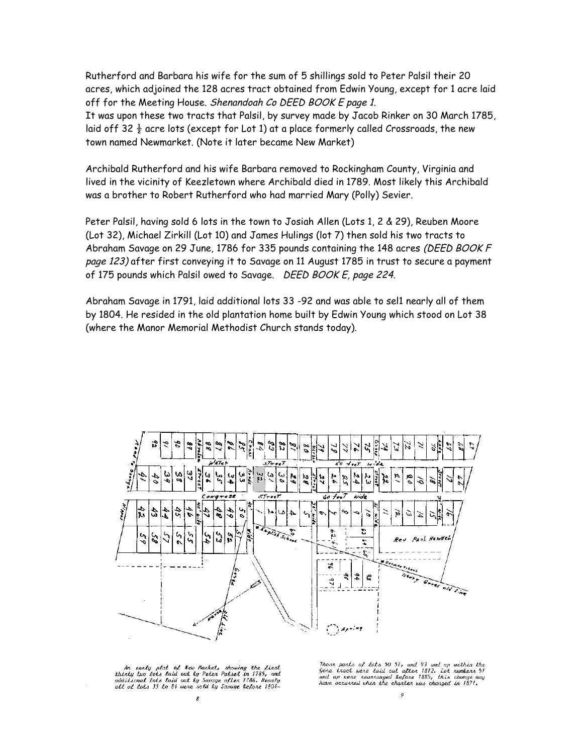Rutherford and Barbara his wife for the sum of 5 shillings sold to Peter Palsil their 20 acres, which adjoined the 128 acres tract obtained from Edwin Young, except for 1 acre laid off for the Meeting House. *Shenandoah Co DEED BOOK E page 1.*
It was upon these two tracts that Palsil, by survey made by Jacob Rinker on 30 March 1785, laid off 32 ½ acre lots (except for Lot 1) at a place formerly called Crossroads, the new town named Newmarket. (Note it later became New Market)

Archibald Rutherford and his wife Barbara removed to Rockingham County, Virginia and lived in the vicinity of Keezletown where Archibald died in 1789. Most likely this Archibald was a brother to Robert Rutherford who had married Mary (Polly) Sevier.

Peter Palsil, having sold 6 lots in the town to Josiah Allen (Lots 1, 2 & 29), Reuben Moore (Lot 32), Michael Zirkill (Lot 10) and James Hulings (lot 7) then sold his two tracts to Abraham Savage on 29 June, 1786 for 335 pounds containing the 148 acres *(DEED BOOK F page 123)* after first conveying it to Savage on 11 August 1785 in trust to secure a payment of 175 pounds which Palsil owed to Savage. *DEED BOOK E, page 224.*

Abraham Savage in 1791, laid additional lots 33 -92 and was able to sel1 nearly all of them by 1804. He resided in the old plantation home built by Edwin Young which stood on Lot 38 (where the Manor Memorial Methodist Church stands today).

*An early plat of New Market, showing the first thirty two lots laid out by Peter Palsel in 1785, and additional lots laid out by Savage after 1786. Nearly all of lots 33 to 84 were sold by Savage before 1804–*

*Those parts of lots 50 51, and 93 and up within the Gore tract were laid out after 1812. Lot numbers 51 and up were rearranged before 1885, this change may have occurred when the charter was changed in 1871.*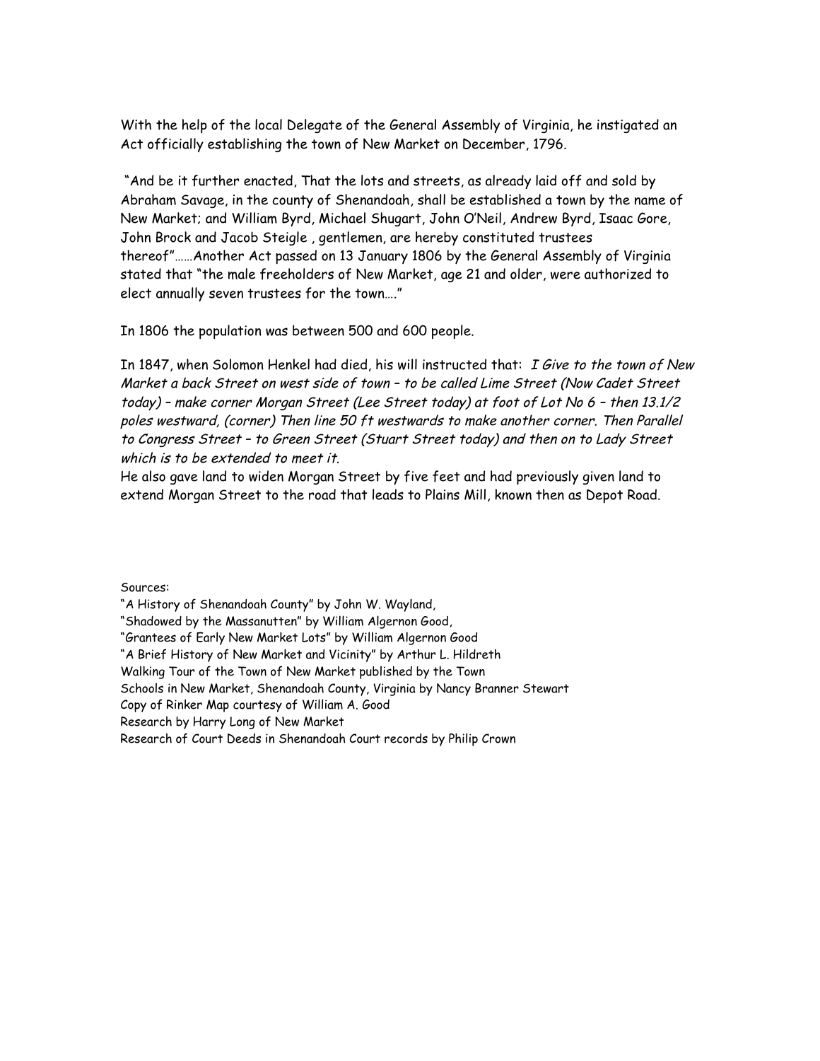With the help of the local Delegate of the General Assembly of Virginia, he instigated an Act officially establishing the town of New Market on December, 1796.

"And be it further enacted, That the lots and streets, as already laid off and sold by Abraham Savage, in the county of Shenandoah, shall be established a town by the name of New Market; and William Byrd, Michael Shugart, John O'Neil, Andrew Byrd, Isaac Gore, John Brock and Jacob Steigle , gentlemen, are hereby constituted trustees thereof"……Another Act passed on 13 January 1806 by the General Assembly of Virginia stated that "the male freeholders of New Market, age 21 and older, were authorized to elect annually seven trustees for the town…."

In 1806 the population was between 500 and 600 people.

In 1847, when Solomon Henkel had died, his will instructed that: *I Give to the town of New Market a back Street on west side of town – to be called Lime Street (Now Cadet Street today) – make corner Morgan Street (Lee Street today) at foot of Lot No 6 – then 13.1/2 poles westward, (corner) Then line 50 ft westwards to make another corner. Then Parallel to Congress Street – to Green Street (Stuart Street today) and then on to Lady Street which is to be extended to meet it.*

He also gave land to widen Morgan Street by five feet and had previously given land to extend Morgan Street to the road that leads to Plains Mill, known then as Depot Road.

Sources:

"A History of Shenandoah County" by John W. Wayland,
"Shadowed by the Massanutten" by William Algernon Good,
"Grantees of Early New Market Lots" by William Algernon Good
"A Brief History of New Market and Vicinity" by Arthur L. Hildreth
Walking Tour of the Town of New Market published by the Town
Schools in New Market, Shenandoah County, Virginia by Nancy Branner Stewart
Copy of Rinker Map courtesy of William A. Good
Research by Harry Long of New Market
Research of Court Deeds in Shenandoah Court records by Philip Crown